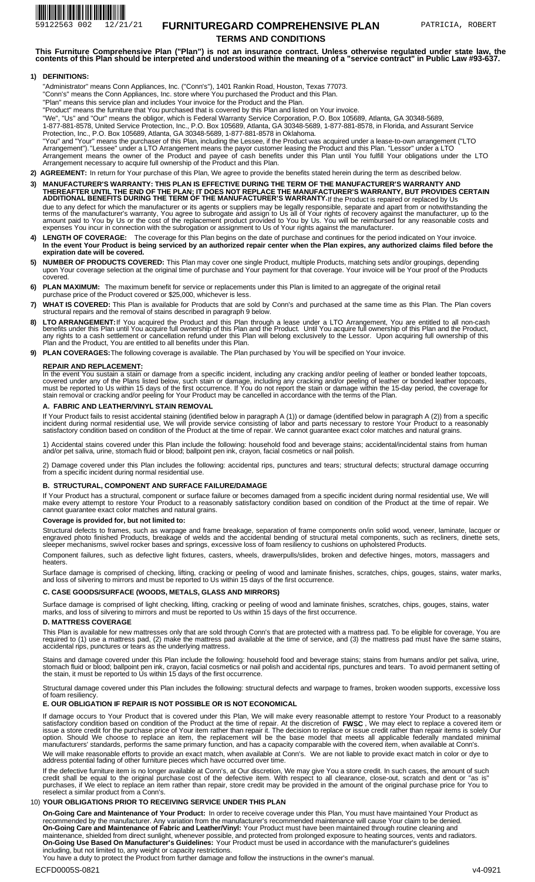59122563 002 12/21/21

# FURNITUREGARD COMPREHENSIVE PLAN

PATRICIA, ROBERT

## TERMS AND CONDITIONS

**This Furniture Comprehensive Plan ("Plan") is not an insurance contract. Unless otherwise regulated under state law, the contents of this Plan should be interpreted and understood within the meaning of a "service contract" in Public Law #93-637.**

**1) DEFINITIONS:**

"Administrator" means Conn Appliances, Inc. ("Conn's"), 1401 Rankin Road, Houston, Texas 77073.
"Conn's" means the Conn Appliances, Inc. store where You purchased the Product and this Plan.
"Plan" means this service plan and includes Your invoice for the Product and the Plan.
"Product" means the furniture that You purchased that is covered by this Plan and listed on Your invoice.
"We", "Us" and "Our" means the obligor, which is Federal Warranty Service Corporation, P.O. Box 105689, Atlanta, GA 30348-5689, 1-877-881-8578, United Service Protection, Inc., P.O. Box 105689, Atlanta, GA 30348-5689, 1-877-881-8578, in Florida, and Assurant Service Protection, Inc., P.O. Box 105689, Atlanta, GA 30348-5689, 1-877-881-8578 in Oklahoma.
"You" and "Your" means the purchaser of this Plan, including the Lessee, if the Product was acquired under a lease-to-own arrangement ("LTO Arrangement"). "Lessee" under a LTO Arrangement means the payor customer leasing the Product and this Plan. "Lessor" under a LTO Arrangement means the owner of the Product and payee of cash benefits under this Plan until You fulfill Your obligations under the LTO Arrangement necessary to acquire full ownership of the Product and this Plan.

**2) AGREEMENT:** In return for Your purchase of this Plan, We agree to provide the benefits stated herein during the term as described below.

**3) MANUFACTURER'S WARRANTY: THIS PLAN IS EFFECTIVE DURING THE TERM OF THE MANUFACTURER'S WARRANTY AND THEREAFTER UNTIL THE END OF THE PLAN; IT DOES NOT REPLACE THE MANUFACTURER'S WARRANTY, BUT PROVIDES CERTAIN ADDITIONAL BENEFITS DURING THE TERM OF THE MANUFACTURER'S WARRANTY.** If the Product is repaired or replaced by Us due to any defect for which the manufacturer or its agents or suppliers may be legally responsible, separate and apart from or notwithstanding the terms of the manufacturer's warranty, You agree to subrogate and assign to Us all of Your rights of recovery against the manufacturer, up to the amount paid to You by Us or the cost of the replacement product provided to You by Us. You will be reimbursed for any reasonable costs and expenses You incur in connection with the subrogation or assignment to Us of Your rights against the manufacturer.

**4) LENGTH OF COVERAGE:** The coverage for this Plan begins on the date of purchase and continues for the period indicated on Your invoice. **In the event Your Product is being serviced by an authorized repair center when the Plan expires, any authorized claims filed before the expiration date will be covered.**

**5) NUMBER OF PRODUCTS COVERED:** This Plan may cover one single Product, multiple Products, matching sets and/or groupings, depending upon Your coverage selection at the original time of purchase and Your payment for that coverage. Your invoice will be Your proof of the Products covered.

**6) PLAN MAXIMUM:** The maximum benefit for service or replacements under this Plan is limited to an aggregate of the original retail purchase price of the Product covered or $25,000, whichever is less.

**7) WHAT IS COVERED:** This Plan is available for Products that are sold by Conn's and purchased at the same time as this Plan. The Plan covers structural repairs and the removal of stains described in paragraph 9 below.

**8) LTO ARRANGEMENT:** If You acquired the Product and this Plan through a lease under a LTO Arrangement, You are entitled to all non-cash benefits under this Plan until You acquire full ownership of this Plan and the Product. Until You acquire full ownership of this Plan and the Product, any rights to a cash settlement or cancellation refund under this Plan will belong exclusively to the Lessor. Upon acquiring full ownership of this Plan and the Product, You are entitled to all benefits under this Plan.

**9) PLAN COVERAGES:** The following coverage is available. The Plan purchased by You will be specified on Your invoice.

**REPAIR AND REPLACEMENT:**

In the event You sustain a stain or damage from a specific incident, including any cracking and/or peeling of leather or bonded leather topcoats, covered under any of the Plans listed below, such stain or damage, including any cracking and/or peeling of leather or bonded leather topcoats, must be reported to Us within 15 days of the first occurrence. If You do not report the stain or damage within the 15-day period, the coverage for stain removal or cracking and/or peeling for Your Product may be cancelled in accordance with the terms of the Plan.

**A. FABRIC AND LEATHER/VINYL STAIN REMOVAL**

If Your Product fails to resist accidental staining (identified below in paragraph A (1)) or damage (identified below in paragraph A (2)) from a specific incident during normal residential use, We will provide service consisting of labor and parts necessary to restore Your Product to a reasonably satisfactory condition based on condition of the Product at the time of repair. We cannot guarantee exact color matches and natural grains.

1) Accidental stains covered under this Plan include the following: household food and beverage stains; accidental/incidental stains from human and/or pet saliva, urine, stomach fluid or blood; ballpoint pen ink, crayon, facial cosmetics or nail polish.

2) Damage covered under this Plan includes the following: accidental rips, punctures and tears; structural defects; structural damage occurring from a specific incident during normal residential use.

**B. STRUCTURAL, COMPONENT AND SURFACE FAILURE/DAMAGE**

If Your Product has a structural, component or surface failure or becomes damaged from a specific incident during normal residential use, We will make every attempt to restore Your Product to a reasonably satisfactory condition based on condition of the Product at the time of repair. We cannot guarantee exact color matches and natural grains.

**Coverage is provided for, but not limited to:**

Structural defects to frames, such as warpage and frame breakage, separation of frame components on/in solid wood, veneer, laminate, lacquer or engraved photo finished Products, breakage of welds and the accidental bending of structural metal components, such as recliners, dinette sets, sleeper mechanisms, swivel rocker bases and springs, excessive loss of foam resiliency to cushions on upholstered Products.

Component failures, such as defective light fixtures, casters, wheels, drawerpulls/slides, broken and defective hinges, motors, massagers and heaters.

Surface damage is comprised of checking, lifting, cracking or peeling of wood and laminate finishes, scratches, chips, gouges, stains, water marks, and loss of silvering to mirrors and must be reported to Us within 15 days of the first occurrence.

**C. CASE GOODS/SURFACE (WOODS, METALS, GLASS AND MIRRORS)**

Surface damage is comprised of light checking, lifting, cracking or peeling of wood and laminate finishes, scratches, chips, gouges, stains, water marks, and loss of silvering to mirrors and must be reported to Us within 15 days of the first occurrence.

**D. MATTRESS COVERAGE**

This Plan is available for new mattresses only that are sold through Conn's that are protected with a mattress pad. To be eligible for coverage, You are required to (1) use a mattress pad, (2) make the mattress pad available at the time of service, and (3) the mattress pad must have the same stains, accidental rips, punctures or tears as the underlying mattress.

Stains and damage covered under this Plan include the following: household food and beverage stains; stains from humans and/or pet saliva, urine, stomach fluid or blood; ballpoint pen ink, crayon, facial cosmetics or nail polish and accidental rips, punctures and tears. To avoid permanent setting of the stain, it must be reported to Us within 15 days of the first occurrence.

Structural damage covered under this Plan includes the following: structural defects and warpage to frames, broken wooden supports, excessive loss of foam resiliency.

**E. OUR OBLIGATION IF REPAIR IS NOT POSSIBLE OR IS NOT ECONOMICAL**

If damage occurs to Your Product that is covered under this Plan, We will make every reasonable attempt to restore Your Product to a reasonably satisfactory condition based on condition of the Product at the time of repair. At the discretion of **FWSC**, We may elect to replace a covered item or issue a store credit for the purchase price of Your item rather than repair it. The decision to replace or issue credit rather than repair items is solely Our option. Should We choose to replace an item, the replacement will be the base model that meets all applicable federally mandated minimal manufacturers' standards, performs the same primary function, and has a capacity comparable with the covered item, when available at Conn's.

We will make reasonable efforts to provide an exact match, when available at Conn's. We are not liable to provide exact match in color or dye to address potential fading of other furniture pieces which have occurred over time.

If the defective furniture item is no longer available at Conn's, at Our discretion, We may give You a store credit. In such cases, the amount of such credit shall be equal to the original purchase cost of the defective item. With respect to all clearance, close-out, scratch and dent or "as is" purchases, if We elect to replace an item rather than repair, store credit may be provided in the amount of the original purchase price for You to reselect a similar product from a Conn's.

**10) YOUR OBLIGATIONS PRIOR TO RECEIVING SERVICE UNDER THIS PLAN**

**On-Going Care and Maintenance of Your Product:** In order to receive coverage under this Plan, You must have maintained Your Product as recommended by the manufacturer. Any variation from the manufacturer's recommended maintenance will cause Your claim to be denied.
**On-Going Care and Maintenance of Fabric and Leather/Vinyl:** Your Product must have been maintained through routine cleaning and maintenance, shielded from direct sunlight, whenever possible, and protected from prolonged exposure to heating sources, vents and radiators.
**On-Going Use Based On Manufacturer's Guidelines:** Your Product must be used in accordance with the manufacturer's guidelines including, but not limited to, any weight or capacity restrictions.
You have a duty to protect the Product from further damage and follow the instructions in the owner's manual.

ECFD0005S-0821 v4-0921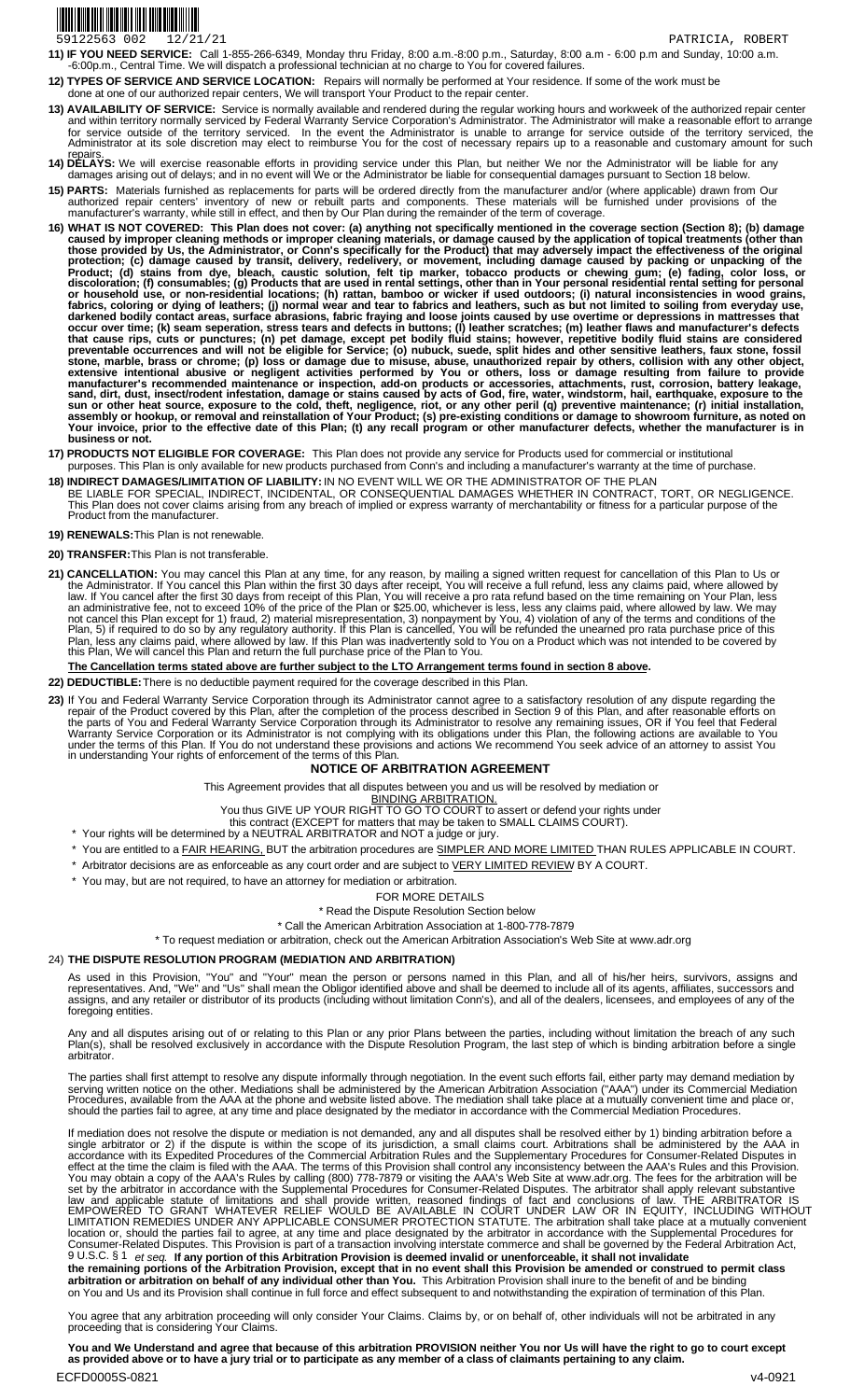59122563 002 12/21/21 PATRICIA, ROBERT

**11) IF YOU NEED SERVICE:** Call 1-855-266-6349, Monday thru Friday, 8:00 a.m.-8:00 p.m., Saturday, 8:00 a.m - 6:00 p.m and Sunday, 10:00 a.m. -6:00p.m., Central Time. We will dispatch a professional technician at no charge to You for covered failures.

**12) TYPES OF SERVICE AND SERVICE LOCATION:** Repairs will normally be performed at Your residence. If some of the work must be done at one of our authorized repair centers, We will transport Your Product to the repair center.

**13) AVAILABILITY OF SERVICE:** Service is normally available and rendered during the regular working hours and workweek of the authorized repair center and within territory normally serviced by Federal Warranty Service Corporation's Administrator. The Administrator will make a reasonable effort to arrange for service outside of the territory serviced. In the event the Administrator is unable to arrange for service outside of the territory serviced, the Administrator at its sole discretion may elect to reimburse You for the cost of necessary repairs up to a reasonable and customary amount for such repairs.

**14) DELAYS:** We will exercise reasonable efforts in providing service under this Plan, but neither We nor the Administrator will be liable for any damages arising out of delays; and in no event will We or the Administrator be liable for consequential damages pursuant to Section 18 below.

**15) PARTS:** Materials furnished as replacements for parts will be ordered directly from the manufacturer and/or (where applicable) drawn from Our authorized repair centers' inventory of new or rebuilt parts and components. These materials will be furnished under provisions of the manufacturer's warranty, while still in effect, and then by Our Plan during the remainder of the term of coverage.

**16) WHAT IS NOT COVERED: This Plan does not cover: (a) anything not specifically mentioned in the coverage section (Section 8); (b) damage caused by improper cleaning methods or improper cleaning materials, or damage caused by the application of topical treatments (other than those provided by Us, the Administrator, or Conn's specifically for the Product) that may adversely impact the effectiveness of the original protection; (c) damage caused by transit, delivery, redelivery, or movement, including damage caused by packing or unpacking of the Product; (d) stains from dye, bleach, caustic solution, felt tip marker, tobacco products or chewing gum; (e) fading, color loss, or discoloration; (f) consumables; (g) Products that are used in rental settings, other than in Your personal residential rental setting for personal or household use, or non-residential locations; (h) rattan, bamboo or wicker if used outdoors; (i) natural inconsistencies in wood grains, fabrics, coloring or dying of leathers; (j) normal wear and tear to fabrics and leathers, such as but not limited to soiling from everyday use, darkened body contact areas, surface abrasions, fabric fraying and loose joints caused by use overtime or depressions in mattresses that occur over time; (k) seam seperation, stress tears and defects in buttons; (l) leather scratches; (m) leather flaws and manufacturer's defects that cause rips, cuts or punctures; (n) pet damage, except pet bodily fluid stains; however, repetitive bodily fluid stains are considered preventable occurrences and will not be eligible for Service; (o) nubuck, suede, split hides and other sensitive leathers, faux stone, fossil stone, marble, brass or chrome; (p) loss or damage due to misuse, abuse, unauthorized repair by others, collision with any other object, extensive intentional abusive or negligent activities performed by You or others, loss or damage resulting from failure to provide manufacturer's recommended maintenance or inspection, add-on products or accessories, attachments, rust, corrosion, battery leakage, sand, dirt, dust, insect/rodent infestation, damage or stains caused by acts of God, fire, water, windstorm, hail, earthquake, exposure to the sun or other heat source, exposure to the cold, theft, negligence, riot, or any other peril (q) preventive maintenance; (r) initial installation, assembly or hookup, or removal and reinstallation of Your Product; (s) pre-existing conditions or damage to showroom furniture, as noted on Your invoice, prior to the effective date of this Plan; (t) any recall program or other manufacturer defects, whether the manufacturer is in business or not.**

**17) PRODUCTS NOT ELIGIBLE FOR COVERAGE:** This Plan does not provide any service for Products used for commercial or institutional purposes. This Plan is only available for new products purchased from Conn's and including a manufacturer's warranty at the time of purchase.

**18) INDIRECT DAMAGES/LIMITATION OF LIABILITY:** IN NO EVENT WILL WE OR THE ADMINISTRATOR OF THE PLAN BE LIABLE FOR SPECIAL, INDIRECT, INCIDENTAL, OR CONSEQUENTIAL DAMAGES WHETHER IN CONTRACT, TORT, OR NEGLIGENCE. This Plan does not cover claims arising from any breach of implied or express warranty of merchantability or fitness for a particular purpose of the Product from the manufacturer.

**19) RENEWALS:** This Plan is not renewable.

**20) TRANSFER:** This Plan is not transferable.

**21) CANCELLATION:** You may cancel this Plan at any time, for any reason, by mailing a signed written request for cancellation of this Plan to Us or the Administrator. If You cancel this Plan within the first 30 days after receipt, You will receive a full refund, less any claims paid, where allowed by law. If You cancel after the first 30 days from receipt of this Plan, You will receive a pro rata refund based on the time remaining on Your Plan, less an administrative fee, not to exceed 10% of the price of the Plan or $25.00, whichever is less, less any claims paid, where allowed by law. We may not cancel this Plan except for 1) fraud, 2) material misrepresentation, 3) nonpayment by You, 4) violation of any of the terms and conditions of the Plan, 5) if required to do so by any regulatory authority. If this Plan is cancelled, You will be refunded the unearned pro rata purchase price of this Plan, less any claims paid, where allowed by law. If this Plan was inadvertently sold to You on a Product which was not intended to be covered by this Plan, We will cancel this Plan and return the full purchase price of the Plan to You.

**The Cancellation terms stated above are further subject to the LTO Arrangement terms found in section 8 above.**

**22) DEDUCTIBLE:** There is no deductible payment required for the coverage described in this Plan.

**23)** If You and Federal Warranty Service Corporation through its Administrator cannot agree to a satisfactory resolution of any dispute regarding the repair of the Product covered by this Plan, after the completion of the process described in Section 9 of this Plan, and after reasonable efforts on the parts of You and Federal Warranty Service Corporation through its Administrator to resolve any remaining issues, OR if You feel that Federal Warranty Service Corporation or its Administrator is not complying with its obligations under this Plan, the following actions are available to You under the terms of this Plan. If You do not understand these provisions and actions We recommend You seek advice of an attorney to assist You in understanding Your rights of enforcement of the terms of this Plan.

## NOTICE OF ARBITRATION AGREEMENT

This Agreement provides that all disputes between you and us will be resolved by mediation or BINDING ARBITRATION.

You thus GIVE UP YOUR RIGHT TO GO TO COURT to assert or defend your rights under this contract (EXCEPT for matters that may be taken to SMALL CLAIMS COURT).

* Your rights will be determined by a NEUTRAL ARBITRATOR and NOT a judge or jury.
* You are entitled to a FAIR HEARING, BUT the arbitration procedures are SIMPLER AND MORE LIMITED THAN RULES APPLICABLE IN COURT.
* Arbitrator decisions are as enforceable as any court order and are subject to VERY LIMITED REVIEW BY A COURT.
* You may, but are not required, to have an attorney for mediation or arbitration.

FOR MORE DETAILS

* Read the Dispute Resolution Section below
* Call the American Arbitration Association at 1-800-778-7879
* To request mediation or arbitration, check out the American Arbitration Association's Web Site at www.adr.org

24) **THE DISPUTE RESOLUTION PROGRAM (MEDIATION AND ARBITRATION)**

As used in this Provision, "You" and "Your" mean the person or persons named in this Plan, and all of his/her heirs, survivors, assigns and representatives. And, "We" and "Us" shall mean the Obligor identified above and shall be deemed to include all of its agents, affiliates, successors and assigns, and any retailer or distributor of its products (including without limitation Conn's), and all of the dealers, licensees, and employees of any of the foregoing entities.

Any and all disputes arising out of or relating to this Plan or any prior Plans between the parties, including without limitation the breach of any such Plan(s), shall be resolved exclusively in accordance with the Dispute Resolution Program, the last step of which is binding arbitration before a single arbitrator.

The parties shall first attempt to resolve any dispute informally through negotiation. In the event such efforts fail, either party may demand mediation by serving written notice on the other. Mediations shall be administered by the American Arbitration Association ("AAA") under its Commercial Mediation Procedures, available from the AAA at the phone and website listed above. The mediation shall take place at a mutually convenient time and place or, should the parties fail to agree, at any time and place designated by the mediator in accordance with the Commercial Mediation Procedures.

If mediation does not resolve the dispute or mediation is not demanded, any and all disputes shall be resolved either by 1) binding arbitration before a single arbitrator or 2) if the dispute is within the scope of its jurisdiction, a small claims court. Arbitrations shall be administered by the AAA in accordance with its Expedited Procedures of the Commercial Arbitration Rules and the Supplementary Procedures for Consumer-Related Disputes in effect at the time the claim is filed with the AAA. The terms of this Provision shall control any inconsistency between the AAA's Rules and this Provision. You may obtain a copy of the AAA's Rules by calling (800) 778-7879 or visiting the AAA's Web Site at www.adr.org. The fees for the arbitration will be set by the arbitrator in accordance with the Supplemental Procedures for Consumer-Related Disputes. The arbitrator shall apply relevant substantive law and applicable statute of limitations and shall provide written, reasoned findings of fact and conclusions of law. THE ARBITRATOR IS EMPOWERED TO GRANT WHATEVER RELIEF WOULD BE AVAILABLE IN COURT UNDER LAW OR IN EQUITY, INCLUDING WITHOUT LIMITATION REMEDIES UNDER ANY APPLICABLE CONSUMER PROTECTION STATUTE. The arbitration shall take place at a mutually convenient location or, should the parties fail to agree, at any time and place designated by the arbitrator in accordance with the Supplemental Procedures for Consumer-Related Disputes. This Provision is part of a transaction involving interstate commerce and shall be governed by the Federal Arbitration Act, 9 U.S.C. § 1 *et seq.* **If any portion of this Arbitration Provision is deemed invalid or unenforceable, it shall not invalidate the remaining portions of the Arbitration Provision, except that in no event shall this Provision be amended or construed to permit class arbitration or arbitration on behalf of any individual other than You.** This Arbitration Provision shall inure to the benefit of and be binding on You and Us and its Provision shall continue in full force and effect subsequent to and notwithstanding the expiration of termination of this Plan.

You agree that any arbitration proceeding will only consider Your Claims. Claims by, or on behalf of, other individuals will not be arbitrated in any proceeding that is considering Your Claims.

**You and We Understand and agree that because of this arbitration PROVISION neither You nor Us will have the right to go to court except as provided above or to have a jury trial or to participate as any member of a class of claimants pertaining to any claim.**

ECFD0005S-0821 v4-0921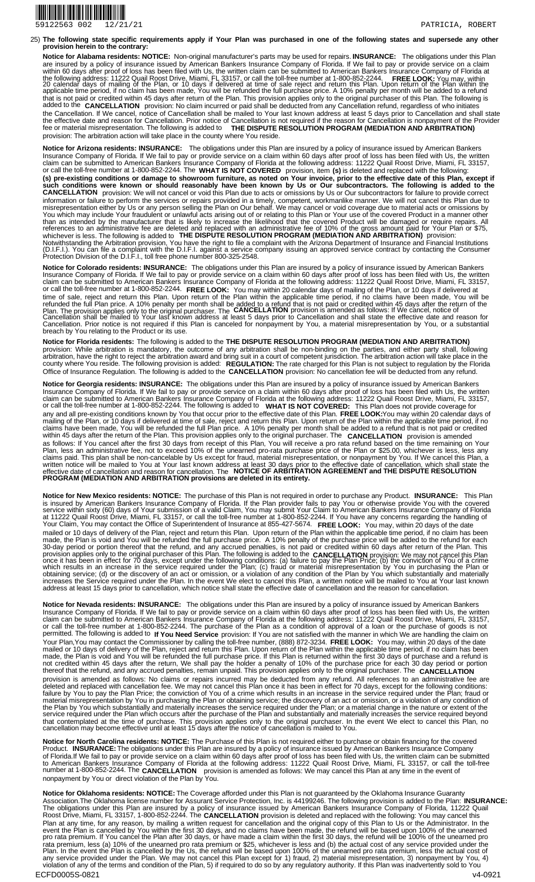25) **The following state specific requirements apply if Your Plan was purchased in one of the following states and supersede any other provision herein to the contrary:**

**Notice for Alabama residents: NOTICE:** Non-original manufacturer's parts may be used for repairs. **INSURANCE:** The obligations under this Plan are insured by a policy of insurance issued by American Bankers Insurance Company of Florida. If We fail to pay or provide service on a claim within 60 days after proof of loss has been filed with Us, the written claim can be submitted to American Bankers Insurance Company of Florida at the following address: 11222 Quail Roost Drive, Miami, FL 33157, or call the toll-free number at 1-800-852-2244. **FREE LOOK:** You may, within 20 calendar days of mailing of the Plan, or 10 days if delivered at time of sale reject and return this Plan. Upon return of the Plan within the applicable time period, if no claim has been made, You will be refunded the full purchase price. A 10% penalty per month will be added to a refund that is not paid or credited within 45 days after return of the Plan. This provision applies only to the original purchaser of this Plan. The following is added to the **CANCELLATION** provision: No claim incurred or paid shall be deducted from any Cancellation refund, regardless of who initiates the Cancellation. If We cancel, notice of Cancellation shall be mailed to Your last known address at least 5 days prior to Cancellation and shall state the effective date and reason for Cancellation. Prior notice of Cancellation is not required if the reason for Cancellation is nonpayment of the Provider fee or material misrepresentation. The following is added to **THE DISPUTE RESOLUTION PROGRAM (MEDIATION AND ARBITRATION)** provision: The arbitration action will take place in the county where You reside.

**Notice for Arizona residents: INSURANCE:** The obligations under this Plan are insured by a policy of insurance issued by American Bankers Insurance Company of Florida. If We fail to pay or provide service on a claim within 60 days after proof of loss has been filed with Us, the written claim can be submitted to American Bankers Insurance Company of Florida at the following address: 11222 Quail Roost Drive, Miami, FL 33157, or call the toll-free number at 1-800-852-2244. The **WHAT IS NOT COVERED** provision, item **(s)** is deleted and replaced with the following: **(s) pre-existing conditions or damage to showroom furniture, as noted on Your invoice, prior to the effective date of this Plan, except if such conditions were known or should reasonably have been known by Us or Our subcontractors. The following is added to the CANCELLATION** provision: We will not cancel or void this Plan due to acts or omissions by Us or Our subcontractors for failure to provide correct information or failure to perform the services or repairs provided in a timely, competent, workmanlike manner. We will not cancel this Plan due to misrepresentation either by Us or any person selling the Plan on Our behalf. We may cancel or void coverage due to material acts or omissions by You which may include Your fraudulent or unlawful acts arising out of or relating to this Plan or Your use of the covered Product in a manner other than as intended by the manufacturer that is likely to increase the likelihood that the covered Product will be damaged or require repairs. All references to an administrative fee are deleted and replaced with an administrative fee of 10% of the gross amount paid for Your Plan or $75, whichever is less. The following is added to **THE DISPUTE RESOLUTION PROGRAM (MEDIATION AND ARBITRATION)** provision: Notwithstanding the Arbitration provision, You have the right to file a complaint with the Arizona Department of Insurance and Financial Institutions (D.I.F.I.). You can file a complaint with the D.I.F.I. against a service company issuing an approved service contract by contacting the Consumer Protection Division of the D.I.F.I., toll free phone number 800-325-2548.

**Notice for Colorado residents: INSURANCE:** The obligations under this Plan are insured by a policy of insurance issued by American Bankers Insurance Company of Florida. If We fail to pay or provide service on a claim within 60 days after proof of loss has been filed with Us, the written claim can be submitted to American Bankers Insurance Company of Florida at the following address: 11222 Quail Roost Drive, Miami, FL 33157, or call the toll-free number at 1-800-852-2244. **FREE LOOK:** You may within 20 calendar days of mailing of the Plan, or 10 days if delivered at time of sale, reject and return this Plan. Upon return of the Plan within the applicable time period, if no claims have been made, You will be refunded the full Plan price. A 10% penalty per month shall be added to a refund that is not paid or credited within 45 days after the return of the Plan. The provision applies only to the original purchaser. The **CANCELLATION** provision is amended as follows: If We cancel, notice of Cancellation shall be mailed to Your last known address at least 5 days prior to Cancellation and shall state the effective date and reason for Cancellation. Prior notice is not required if this Plan is canceled for nonpayment by You, a material misrepresentation by You, or a substantial breach by You relating to the Product or its use.

**Notice for Florida residents:** The following is added to the **THE DISPUTE RESOLUTION PROGRAM (MEDIATION AND ARBITRATION)** provision: While arbitration is mandatory, the outcome of any arbitration shall be non-binding on the parties, and either party shall, following arbitration, have the right to reject the arbitration award and bring suit in a court of competent jurisdiction. The arbitration action will take place in the county where You reside. The following provision is added: **REGULATION:** The rate charged for this Plan is not subject to regulation by the Florida Office of Insurance Regulation. The following is added to the **CANCELLATION** provision: No cancellation fee will be deducted from any refund.

**Notice for Georgia residents: INSURANCE:** The obligations under this Plan are insured by a policy of insurance issued by American Bankers Insurance Company of Florida. If We fail to pay or provide service on a claim within 60 days after proof of loss has been filed with Us, the written claim can be submitted to American Bankers Insurance Company of Florida at the following address: 11222 Quail Roost Drive, Miami, FL 33157, or call the toll-free number at 1-800-852-2244. The following is added to **WHAT IS NOT COVERED:** This Plan does not provide coverage for any and all pre-existing conditions known by You that occur prior to the effective date of this Plan. **FREE LOOK:**You may within 20 calendar days of mailing of the Plan, or 10 days if delivered at time of sale, reject and return this Plan. Upon return of the Plan within the applicable time period, if no claims have been made, You will be refunded the full Plan price. A 10% penalty per month shall be added to a refund that is not paid or credited within 45 days after the return of the Plan. This provision applies only to the original purchaser. The **CANCELLATION** provision is amended as follows: If You cancel after the first 30 days from receipt of this Plan, You will receive a pro rata refund based on the time remaining on Your Plan, less an administrative fee, not to exceed 10% of the unearned pro-rata purchase price of the Plan or $25.00, whichever is less, less any claims paid. This plan shall be non-cancelable by Us except for fraud, material misrepresentation, or nonpayment by You. If We cancel this Plan, a written notice will be mailed to You at Your last known address at least 30 days prior to the effective date of cancellation, which shall state the effective date of cancellation and reason for cancellation. The **NOTICE OF ARBITRATION AGREEMENT and THE DISPUTE RESOLUTION PROGRAM (MEDIATION AND ARBITRATION) provisions are deleted in its entirety.**

**Notice for New Mexico residents: NOTICE:** The purchase of this Plan is not required in order to purchase any Product. **INSURANCE:** This Plan is insured by American Bankers Insurance Company of Florida. If the Plan provider fails to pay You or otherwise provide You with the covered service within sixty (60) days of Your submission of a valid Claim, You may submit Your Claim to American Bankers Insurance Company of Florida at 11222 Quail Roost Drive, Miami, FL 33157, or call the toll-free number at 1-800-852-2244. If You have any concerns regarding the handling of Your Claim, You may contact the Office of Superintendent of Insurance at 855-427-5674. **FREE LOOK:** You may, within 20 days of the date mailed or 10 days of delivery of the Plan, reject and return this Plan. Upon return of the Plan within the applicable time period, if no claim has been made, the Plan is void and You will be refunded the full purchase price. A 10% penalty of the purchase price will be added to the refund for each 30-day period or portion thereof that the refund, and any accrued penalties, is not paid or credited within 60 days after return of the Plan. This provision applies only to the original purchaser of this Plan. The following is added to the **CANCELLATION** provision: We may not cancel this Plan once it has been in effect for 70 days, except under the following conditions: (a) failure to pay the Plan Price; (b) the conviction of You of a crime which results in an increase in the service required under the Plan; (c) fraud or material misrepresentation by You in purchasing the Plan or obtaining service; (d) or the discovery of an act or omission, or a violation of any condition of the Plan by You which substantially and materially increases the Service required under the Plan. In the event We elect to cancel this Plan, a written notice will be mailed to You at Your last known address at least 15 days prior to cancellation, which notice shall state the effective date of cancellation and the reason for cancellation.

**Notice for Nevada residents: INSURANCE:** The obligations under this Plan are insured by a policy of insurance issued by American Bankers Insurance Company of Florida. If We fail to pay or provide service on a claim within 60 days after proof of loss has been filed with Us, the written claim can be submitted to American Bankers Insurance Company of Florida at the following address: 11222 Quail Roost Drive, Miami, FL 33157, or call the toll-free number at 1-800-852-2244. The purchase of the Plan as a condition of approval of a loan or the purchase of goods is not permitted. The following is added to **If You Need Service** provision: If You are not satisfied with the manner in which We are handling the claim on Your Plan,You may contact the Commissioner by calling the toll-free number, (888) 872-3234. **FREE LOOK:** You may, within 20 days of the date mailed or 10 days of delivery of the Plan, reject and return this Plan. Upon return of the Plan within the applicable time period, if no claim has been made, the Plan is void and You will be refunded the full purchase price. If this Plan is returned within the first 30 days of purchase and a refund is not credited within 45 days after the return, We shall pay the holder a penalty of 10% of the purchase price for each 30 day period or portion thereof that the refund, and any accrued penalties, remain unpaid. This provision applies only to the original purchaser. The **CANCELLATION** provision is amended as follows: No claims or repairs incurred may be deducted from any refund. All references to an administrative fee are deleted and replaced with cancellation fee. We may not cancel this Plan once it has been in effect for 70 days, except for the following conditions: failure by You to pay the Plan Price; the conviction of You of a crime which results in an increase in the service required under the Plan; fraud or material misrepresentation by You in purchasing the Plan or obtaining service; the discovery of an act or omission, or a violation of any condition of the Plan by You which substantially and materially increases the service required under the Plan; or a material change in the nature or extent of the service required under the Plan which occurs after the purchase of the Plan and substantially and materially increases the service required beyond that contemplated at the time of purchase. This provision applies only to the original purchaser. In the event We elect to cancel this Plan, no cancellation may become effective until at least 15 days after the notice of cancellation is mailed to You.

**Notice for North Carolina residents: NOTICE:** The Purchase of this Plan is not required either to purchase or obtain financing for the covered Product. **INSURANCE:** The obligations under this Plan are insured by a policy of insurance issued by American Bankers Insurance Company of Florida.If We fail to pay or provide service on a claim within 60 days after proof of loss has been filed with Us, the written claim can be submitted to American Bankers Insurance Company of Florida at the following address: 11222 Quail Roost Drive, Miami, FL 33157, or call the toll-free number at 1-800-852-2244. The **CANCELLATION** provision is amended as follows: We may cancel this Plan at any time in the event of nonpayment by You or direct violation of the Plan by You.

**Notice for Oklahoma residents: NOTICE:** The Coverage afforded under this Plan is not guaranteed by the Oklahoma Insurance Guaranty Association.The Oklahoma license number for Assurant Service Protection, Inc. is 44199246. The following provision is added to the Plan: **INSURANCE:** The obligations under this Plan are insured by a policy of insurance issued by American Bankers Insurance Company of Florida, 11222 Quail Roost Drive, Miami, FL 33157, 1-800-852-2244. The **CANCELLATION** provision is deleted and replaced with the following: You may cancel this Plan at any time, for any reason, by mailing a written request for cancellation and the original copy of this Plan to Us or the Administrator. In the event the Plan is cancelled by You within the first 30 days, and no claims have been made, the refund will be based upon 100% of the unearned pro rata premium. If You cancel the Plan after 30 days, or have made a claim within the first 30 days, the refund will be 100% of the unearned pro rata premium, less (a) 10% of the unearned pro rata premium or $25, whichever is less and (b) the actual cost of any service provided under the Plan. In the event the Plan is cancelled by the Us, the refund will be based upon 100% of the unearned pro rata premium, less the actual cost of any service provided under the Plan. We may not cancel this Plan except for 1) fraud, 2) material misrepresentation, 3) nonpayment by You, 4) violation of any of the terms and condition of the Plan, 5) if required to do so by any regulatory authority. If this Plan was inadvertently sold to You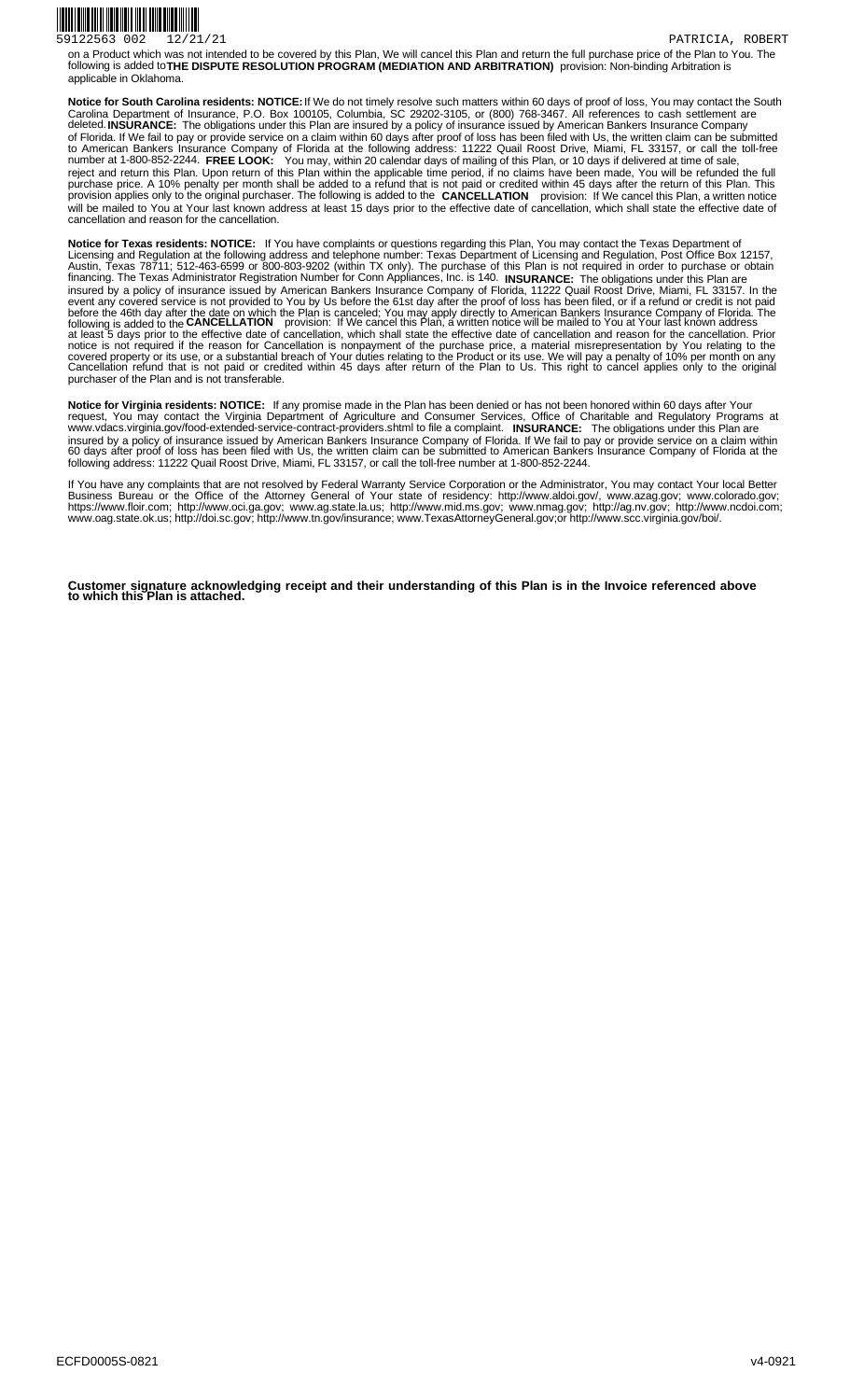on a Product which was not intended to be covered by this Plan, We will cancel this Plan and return the full purchase price of the Plan to You. The following is added to **THE DISPUTE RESOLUTION PROGRAM (MEDIATION AND ARBITRATION)** provision: Non-binding Arbitration is applicable in Oklahoma.

**Notice for South Carolina residents: NOTICE:** If We do not timely resolve such matters within 60 days of proof of loss, You may contact the South Carolina Department of Insurance, P.O. Box 100105, Columbia, SC 29202-3105, or (800) 768-3467. All references to cash settlement are deleted. **INSURANCE:** The obligations under this Plan are insured by a policy of insurance issued by American Bankers Insurance Company of Florida. If We fail to pay or provide service on a claim within 60 days after proof of loss has been filed with Us, the written claim can be submitted to American Bankers Insurance Company of Florida at the following address: 11222 Quail Roost Drive, Miami, FL 33157, or call the toll-free number at 1-800-852-2244. **FREE LOOK:** You may, within 20 calendar days of mailing of this Plan, or 10 days if delivered at time of sale, reject and return this Plan. Upon return of this Plan within the applicable time period, if no claims have been made, You will be refunded the full purchase price. A 10% penalty per month shall be added to a refund that is not paid or credited within 45 days after the return of this Plan. This provision applies only to the original purchaser. The following is added to the **CANCELLATION** provision: If We cancel this Plan, a written notice will be mailed to You at Your last known address at least 15 days prior to the effective date of cancellation, which shall state the effective date of cancellation and reason for the cancellation.

**Notice for Texas residents: NOTICE:** If You have complaints or questions regarding this Plan, You may contact the Texas Department of Licensing and Regulation at the following address and telephone number: Texas Department of Licensing and Regulation, Post Office Box 12157, Austin, Texas 78711; 512-463-6599 or 800-803-9202 (within TX only). The purchase of this Plan is not required in order to purchase or obtain financing. The Texas Administrator Registration Number for Conn Appliances, Inc. is 140. **INSURANCE:** The obligations under this Plan are insured by a policy of insurance issued by American Bankers Insurance Company of Florida, 11222 Quail Roost Drive, Miami, FL 33157. In the event any covered service is not provided to You by Us before the 61st day after the proof of loss has been filed, or if a refund or credit is not paid before the 46th day after the date on which the Plan is canceled; You may apply directly to American Bankers Insurance Company of Florida. The following is added to the **CANCELLATION** provision: If We cancel this Plan, a written notice will be mailed to You at Your last known address at least 5 days prior to the effective date of cancellation, which shall state the effective date of cancellation and reason for the cancellation. Prior notice is not required if the reason for Cancellation is nonpayment of the purchase price, a material misrepresentation by You relating to the covered property or its use, or a substantial breach of Your duties relating to the Product or its use. We will pay a penalty of 10% per month on any Cancellation refund that is not paid or credited within 45 days after return of the Plan to Us. This right to cancel applies only to the original purchaser of the Plan and is not transferable.

**Notice for Virginia residents: NOTICE:** If any promise made in the Plan has been denied or has not been honored within 60 days after Your request, You may contact the Virginia Department of Agriculture and Consumer Services, Office of Charitable and Regulatory Programs at www.vdacs.virginia.gov/food-extended-service-contract-providers.shtml to file a complaint. **INSURANCE:** The obligations under this Plan are insured by a policy of insurance issued by American Bankers Insurance Company of Florida. If We fail to pay or provide service on a claim within 60 days after proof of loss has been filed with Us, the written claim can be submitted to American Bankers Insurance Company of Florida at the following address: 11222 Quail Roost Drive, Miami, FL 33157, or call the toll-free number at 1-800-852-2244.

If You have any complaints that are not resolved by Federal Warranty Service Corporation or the Administrator, You may contact Your local Better Business Bureau or the Office of the Attorney General of Your state of residency: http://www.aldoi.gov/, www.azag.gov; www.colorado.gov; https://www.floir.com; http://www.oci.ga.gov; www.ag.state.la.us; http://www.mid.ms.gov; www.nmag.gov; http://ag.nv.gov; http://www.ncdoi.com; www.oag.state.ok.us; http://doi.sc.gov; http://www.tn.gov/insurance; www.TexasAttorneyGeneral.gov;or http://www.scc.virginia.gov/boi/.

**Customer signature acknowledging receipt and their understanding of this Plan is in the Invoice referenced above to which this Plan is attached.**

ECFD0005S-0821 v4-0921